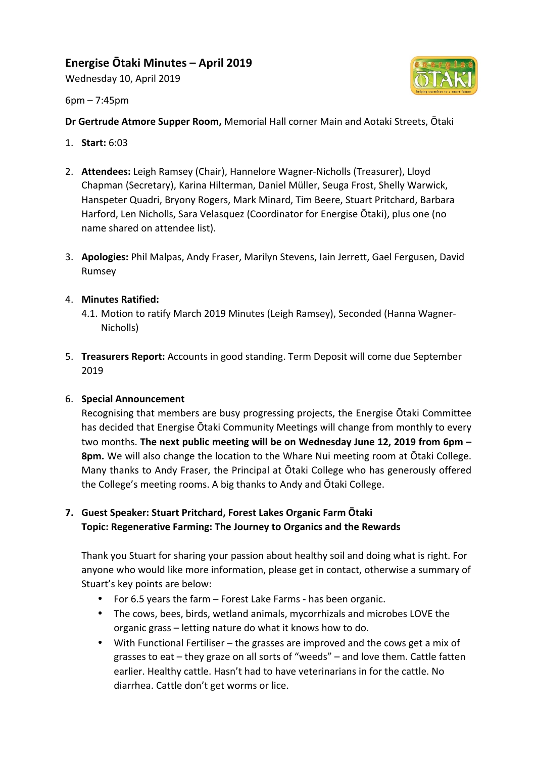# Energise Ōtaki Minutes – April 2019

Wednesday 10, April 2019

6pm – 7:45pm

**Dr Gertrude Atmore Supper Room,** Memorial Hall corner Main and Aotaki Streets, Ōtaki

1. **Start:** 6:03

2. **Attendees:** Leigh Ramsey (Chair), Hannelore Wagner-Nicholls (Treasurer), Lloyd Chapman (Secretary), Karina Hilterman, Daniel Müller, Seuga Frost, Shelly Warwick, Hanspeter Quadri, Bryony Rogers, Mark Minard, Tim Beere, Stuart Pritchard, Barbara Harford, Len Nicholls, Sara Velasquez (Coordinator for Energise Ōtaki), plus one (no name shared on attendee list).

3. **Apologies:** Phil Malpas, Andy Fraser, Marilyn Stevens, Iain Jerrett, Gael Fergusen, David Rumsey

4. **Minutes Ratified:**
   4.1. Motion to ratify March 2019 Minutes (Leigh Ramsey), Seconded (Hanna Wagner-Nicholls)

5. **Treasurers Report:** Accounts in good standing. Term Deposit will come due September 2019

6. **Special Announcement**
   Recognising that members are busy progressing projects, the Energise Ōtaki Committee has decided that Energise Ōtaki Community Meetings will change from monthly to every two months. **The next public meeting will be on Wednesday June 12, 2019 from 6pm – 8pm.** We will also change the location to the Whare Nui meeting room at Ōtaki College. Many thanks to Andy Fraser, the Principal at Ōtaki College who has generously offered the College's meeting rooms. A big thanks to Andy and Ōtaki College.

7. **Guest Speaker: Stuart Pritchard, Forest Lakes Organic Farm Ōtaki**
   **Topic: Regenerative Farming: The Journey to Organics and the Rewards**

   Thank you Stuart for sharing your passion about healthy soil and doing what is right. For anyone who would like more information, please get in contact, otherwise a summary of Stuart's key points are below:

   - For 6.5 years the farm – Forest Lake Farms - has been organic.
   - The cows, bees, birds, wetland animals, mycorrhizals and microbes LOVE the organic grass – letting nature do what it knows how to do.
   - With Functional Fertiliser – the grasses are improved and the cows get a mix of grasses to eat – they graze on all sorts of "weeds" – and love them. Cattle fatten earlier. Healthy cattle. Hasn't had to have veterinarians in for the cattle. No diarrhea. Cattle don't get worms or lice.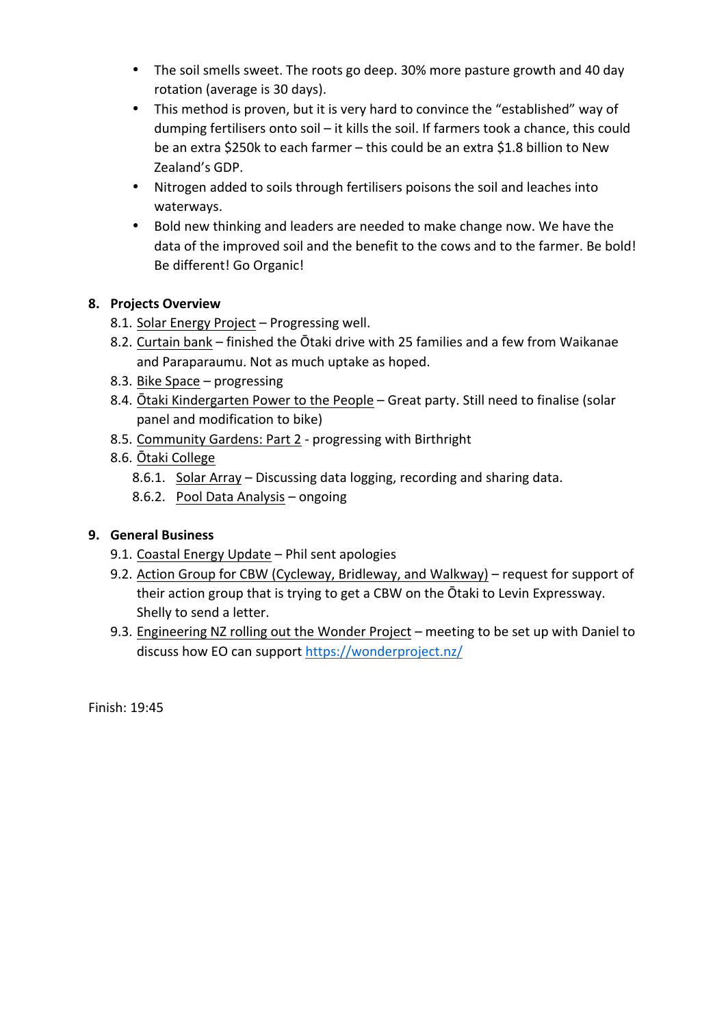- The soil smells sweet. The roots go deep. 30% more pasture growth and 40 day rotation (average is 30 days).
- This method is proven, but it is very hard to convince the "established" way of dumping fertilisers onto soil – it kills the soil. If farmers took a chance, this could be an extra $250k to each farmer – this could be an extra $1.8 billion to New Zealand's GDP.
- Nitrogen added to soils through fertilisers poisons the soil and leaches into waterways.
- Bold new thinking and leaders are needed to make change now. We have the data of the improved soil and the benefit to the cows and to the farmer. Be bold! Be different! Go Organic!

**8. Projects Overview**

8.1. Solar Energy Project – Progressing well.

8.2. Curtain bank – finished the Ōtaki drive with 25 families and a few from Waikanae and Paraparaumu. Not as much uptake as hoped.

8.3. Bike Space – progressing

8.4. Ōtaki Kindergarten Power to the People – Great party. Still need to finalise (solar panel and modification to bike)

8.5. Community Gardens: Part 2 - progressing with Birthright

8.6. Ōtaki College

8.6.1. Solar Array – Discussing data logging, recording and sharing data.

8.6.2. Pool Data Analysis – ongoing

**9. General Business**

9.1. Coastal Energy Update – Phil sent apologies

9.2. Action Group for CBW (Cycleway, Bridleway, and Walkway) – request for support of their action group that is trying to get a CBW on the Ōtaki to Levin Expressway. Shelly to send a letter.

9.3. Engineering NZ rolling out the Wonder Project – meeting to be set up with Daniel to discuss how EO can support https://wonderproject.nz/

Finish: 19:45